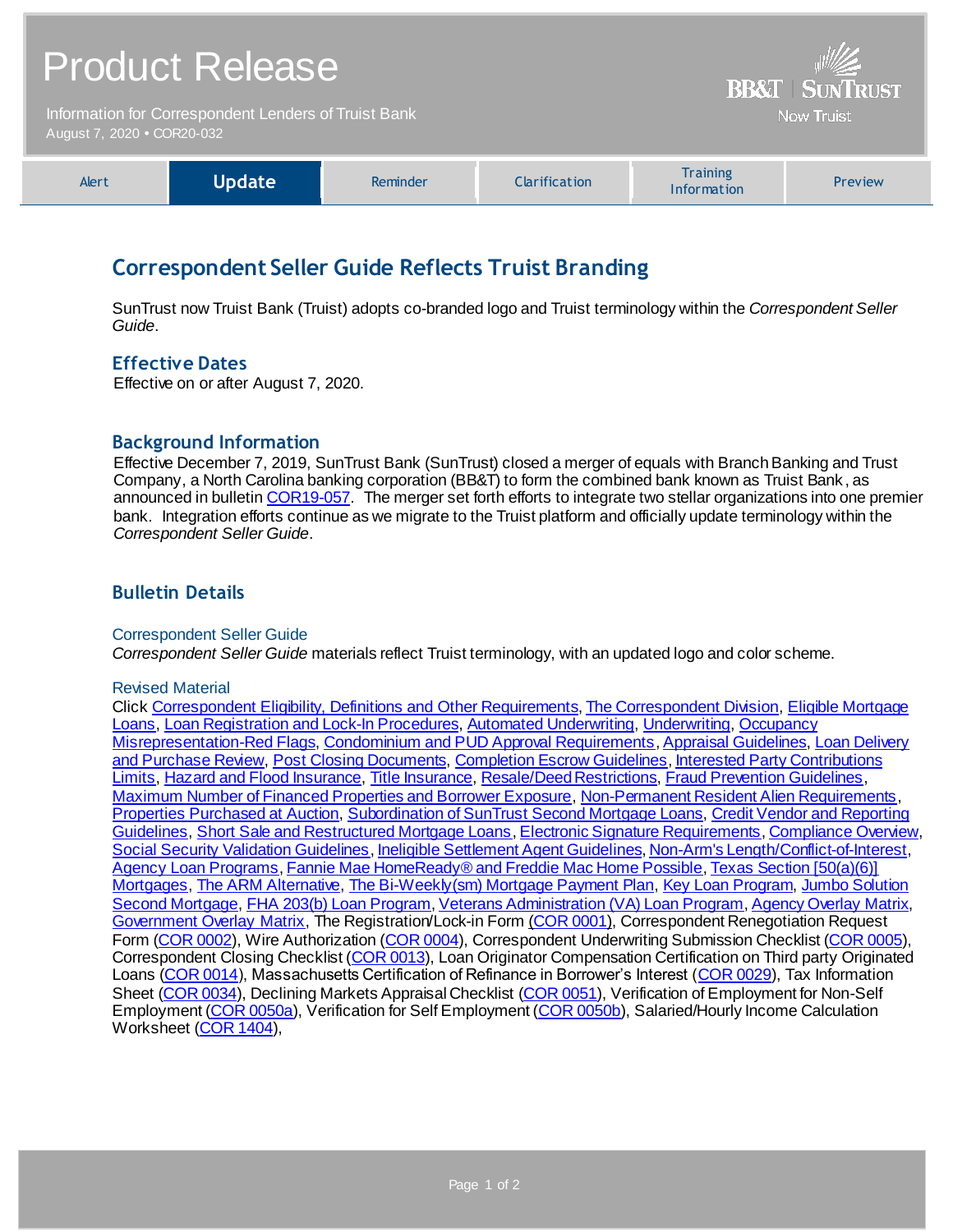# Product Release

Information for Correspondent Lenders of Truist Bank
August 7, 2020 • COR20-032

BB&T | SUNTRUST
Now Truist

| Alert | **Update** | Reminder | Clarification | Training Information | Preview |
|---|---|---|---|---|---|

## Correspondent Seller Guide Reflects Truist Branding

SunTrust now Truist Bank (Truist) adopts co-branded logo and Truist terminology within the *Correspondent Seller Guide*.

### Effective Dates

Effective on or after August 7, 2020.

### Background Information

Effective December 7, 2019, SunTrust Bank (SunTrust) closed a merger of equals with Branch Banking and Trust Company, a North Carolina banking corporation (BB&T) to form the combined bank known as Truist Bank, as announced in bulletin COR19-057. The merger set forth efforts to integrate two stellar organizations into one premier bank. Integration efforts continue as we migrate to the Truist platform and officially update terminology within the *Correspondent Seller Guide*.

### Bulletin Details

#### Correspondent Seller Guide

*Correspondent Seller Guide* materials reflect Truist terminology, with an updated logo and color scheme.

#### Revised Material

Click Correspondent Eligibility, Definitions and Other Requirements, The Correspondent Division, Eligible Mortgage Loans, Loan Registration and Lock-In Procedures, Automated Underwriting, Underwriting, Occupancy Misrepresentation-Red Flags, Condominium and PUD Approval Requirements, Appraisal Guidelines, Loan Delivery and Purchase Review, Post Closing Documents, Completion Escrow Guidelines, Interested Party Contributions Limits, Hazard and Flood Insurance, Title Insurance, Resale/Deed Restrictions, Fraud Prevention Guidelines, Maximum Number of Financed Properties and Borrower Exposure, Non-Permanent Resident Alien Requirements, Properties Purchased at Auction, Subordination of SunTrust Second Mortgage Loans, Credit Vendor and Reporting Guidelines, Short Sale and Restructured Mortgage Loans, Electronic Signature Requirements, Compliance Overview, Social Security Validation Guidelines, Ineligible Settlement Agent Guidelines, Non-Arm's Length/Conflict-of-Interest, Agency Loan Programs, Fannie Mae HomeReady® and Freddie Mac Home Possible, Texas Section [50(a)(6)] Mortgages, The ARM Alternative, The Bi-Weekly(sm) Mortgage Payment Plan, Key Loan Program, Jumbo Solution Second Mortgage, FHA 203(b) Loan Program, Veterans Administration (VA) Loan Program, Agency Overlay Matrix, Government Overlay Matrix, The Registration/Lock-in Form (COR 0001), Correspondent Renegotiation Request Form (COR 0002), Wire Authorization (COR 0004), Correspondent Underwriting Submission Checklist (COR 0005), Correspondent Closing Checklist (COR 0013), Loan Originator Compensation Certification on Third party Originated Loans (COR 0014), Massachusetts Certification of Refinance in Borrower's Interest (COR 0029), Tax Information Sheet (COR 0034), Declining Markets Appraisal Checklist (COR 0051), Verification of Employment for Non-Self Employment (COR 0050a), Verification for Self Employment (COR 0050b), Salaried/Hourly Income Calculation Worksheet (COR 1404),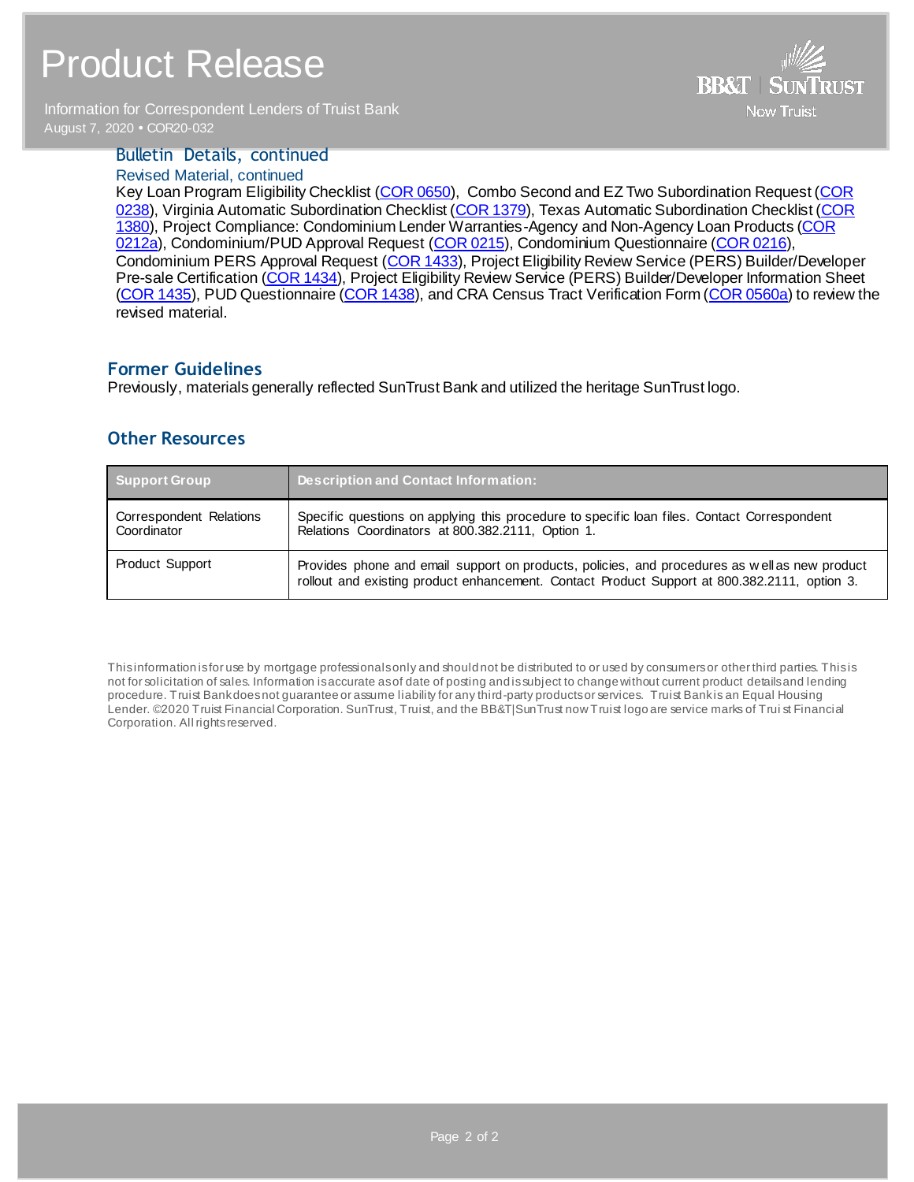## Bulletin Details, continued

### Revised Material, continued

Key Loan Program Eligibility Checklist (COR 0650), Combo Second and EZ Two Subordination Request (COR 0238), Virginia Automatic Subordination Checklist (COR 1379), Texas Automatic Subordination Checklist (COR 1380), Project Compliance: Condominium Lender Warranties-Agency and Non-Agency Loan Products (COR 0212a), Condominium/PUD Approval Request (COR 0215), Condominium Questionnaire (COR 0216), Condominium PERS Approval Request (COR 1433), Project Eligibility Review Service (PERS) Builder/Developer Pre-sale Certification (COR 1434), Project Eligibility Review Service (PERS) Builder/Developer Information Sheet (COR 1435), PUD Questionnaire (COR 1438), and CRA Census Tract Verification Form (COR 0560a) to review the revised material.

## Former Guidelines

Previously, materials generally reflected SunTrust Bank and utilized the heritage SunTrust logo.

## Other Resources

| Support Group | Description and Contact Information: |
|---|---|
| Correspondent Relations Coordinator | Specific questions on applying this procedure to specific loan files. Contact Correspondent Relations Coordinators at 800.382.2111, Option 1. |
| Product Support | Provides phone and email support on products, policies, and procedures as well as new product rollout and existing product enhancement. Contact Product Support at 800.382.2111, option 3. |

This information is for use by mortgage professionals only and should not be distributed to or used by consumers or other third parties. This is not for solicitation of sales. Information is accurate as of date of posting and is subject to change without current product details and lending procedure. Truist Bank does not guarantee or assume liability for any third-party products or services. Truist Bank is an Equal Housing Lender. ©2020 Truist Financial Corporation. SunTrust, Truist, and the BB&T|SunTrust now Truist logo are service marks of Truist Financial Corporation. All rights reserved.